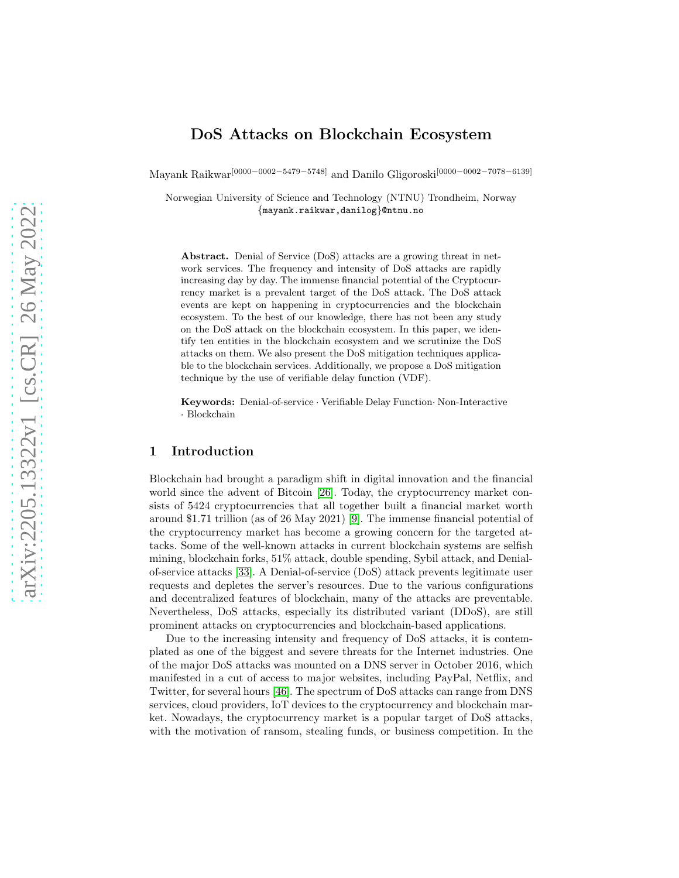# DoS Attacks on Blockchain Ecosystem

Mayank Raikwar[0000−0002−5479−5748] and Danilo Gligoroski[0000−0002−7078−6139]

Norwegian University of Science and Technology (NTNU) Trondheim, Norway
{mayank.raikwar,danilog}@ntnu.no

**Abstract.** Denial of Service (DoS) attacks are a growing threat in network services. The frequency and intensity of DoS attacks are rapidly increasing day by day. The immense financial potential of the Cryptocurrency market is a prevalent target of the DoS attack. The DoS attack events are kept on happening in cryptocurrencies and the blockchain ecosystem. To the best of our knowledge, there has not been any study on the DoS attack on the blockchain ecosystem. In this paper, we identify ten entities in the blockchain ecosystem and we scrutinize the DoS attacks on them. We also present the DoS mitigation techniques applicable to the blockchain services. Additionally, we propose a DoS mitigation technique by the use of verifiable delay function (VDF).

**Keywords:** Denial-of-service · Verifiable Delay Function· Non-Interactive · Blockchain

## 1 Introduction

Blockchain had brought a paradigm shift in digital innovation and the financial world since the advent of Bitcoin [26]. Today, the cryptocurrency market consists of 5424 cryptocurrencies that all together built a financial market worth around $1.71 trillion (as of 26 May 2021) [9]. The immense financial potential of the cryptocurrency market has become a growing concern for the targeted attacks. Some of the well-known attacks in current blockchain systems are selfish mining, blockchain forks, 51% attack, double spending, Sybil attack, and Denial-of-service attacks [33]. A Denial-of-service (DoS) attack prevents legitimate user requests and depletes the server's resources. Due to the various configurations and decentralized features of blockchain, many of the attacks are preventable. Nevertheless, DoS attacks, especially its distributed variant (DDoS), are still prominent attacks on cryptocurrencies and blockchain-based applications.

Due to the increasing intensity and frequency of DoS attacks, it is contemplated as one of the biggest and severe threats for the Internet industries. One of the major DoS attacks was mounted on a DNS server in October 2016, which manifested in a cut of access to major websites, including PayPal, Netflix, and Twitter, for several hours [46]. The spectrum of DoS attacks can range from DNS services, cloud providers, IoT devices to the cryptocurrency and blockchain market. Nowadays, the cryptocurrency market is a popular target of DoS attacks, with the motivation of ransom, stealing funds, or business competition. In the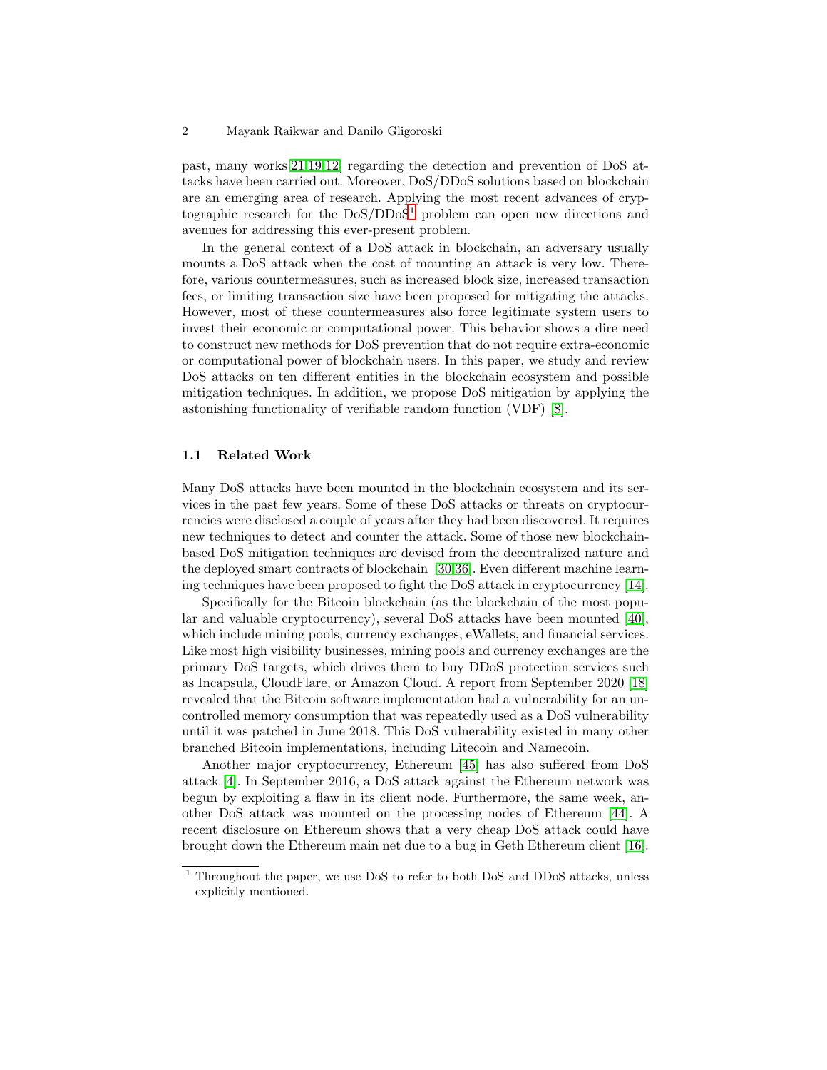past, many works[21,19,12] regarding the detection and prevention of DoS attacks have been carried out. Moreover, DoS/DDoS solutions based on blockchain are an emerging area of research. Applying the most recent advances of cryptographic research for the DoS/DDoS[1] problem can open new directions and avenues for addressing this ever-present problem.

In the general context of a DoS attack in blockchain, an adversary usually mounts a DoS attack when the cost of mounting an attack is very low. Therefore, various countermeasures, such as increased block size, increased transaction fees, or limiting transaction size have been proposed for mitigating the attacks. However, most of these countermeasures also force legitimate system users to invest their economic or computational power. This behavior shows a dire need to construct new methods for DoS prevention that do not require extra-economic or computational power of blockchain users. In this paper, we study and review DoS attacks on ten different entities in the blockchain ecosystem and possible mitigation techniques. In addition, we propose DoS mitigation by applying the astonishing functionality of verifiable random function (VDF) [8].

### 1.1 Related Work

Many DoS attacks have been mounted in the blockchain ecosystem and its services in the past few years. Some of these DoS attacks or threats on cryptocurrencies were disclosed a couple of years after they had been discovered. It requires new techniques to detect and counter the attack. Some of those new blockchain-based DoS mitigation techniques are devised from the decentralized nature and the deployed smart contracts of blockchain [30,36]. Even different machine learning techniques have been proposed to fight the DoS attack in cryptocurrency [14].

Specifically for the Bitcoin blockchain (as the blockchain of the most popular and valuable cryptocurrency), several DoS attacks have been mounted [40], which include mining pools, currency exchanges, eWallets, and financial services. Like most high visibility businesses, mining pools and currency exchanges are the primary DoS targets, which drives them to buy DDoS protection services such as Incapsula, CloudFlare, or Amazon Cloud. A report from September 2020 [18] revealed that the Bitcoin software implementation had a vulnerability for an uncontrolled memory consumption that was repeatedly used as a DoS vulnerability until it was patched in June 2018. This DoS vulnerability existed in many other branched Bitcoin implementations, including Litecoin and Namecoin.

Another major cryptocurrency, Ethereum [45] has also suffered from DoS attack [4]. In September 2016, a DoS attack against the Ethereum network was begun by exploiting a flaw in its client node. Furthermore, the same week, another DoS attack was mounted on the processing nodes of Ethereum [44]. A recent disclosure on Ethereum shows that a very cheap DoS attack could have brought down the Ethereum main net due to a bug in Geth Ethereum client [16].

[1] Throughout the paper, we use DoS to refer to both DoS and DDoS attacks, unless explicitly mentioned.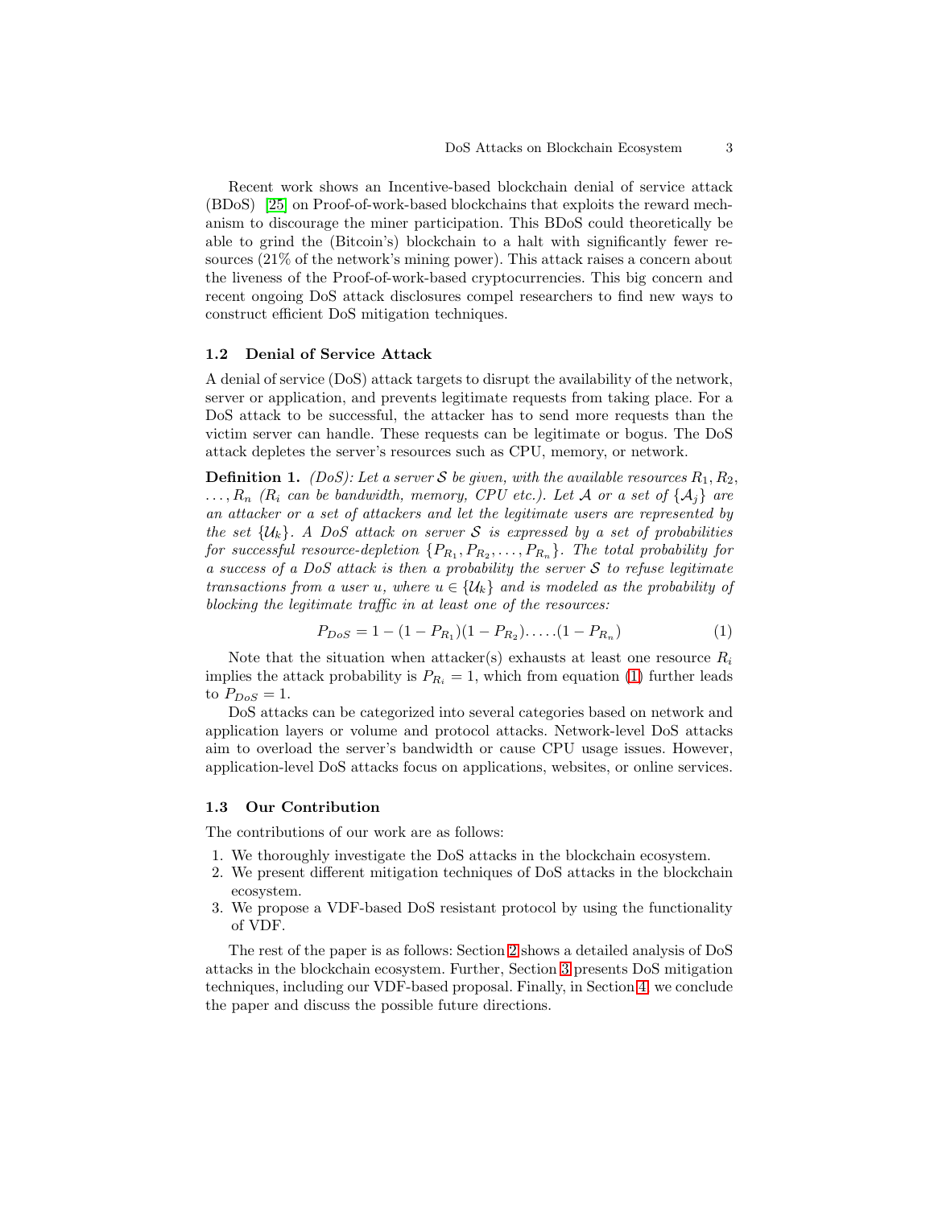Recent work shows an Incentive-based blockchain denial of service attack (BDoS) [25] on Proof-of-work-based blockchains that exploits the reward mechanism to discourage the miner participation. This BDoS could theoretically be able to grind the (Bitcoin's) blockchain to a halt with significantly fewer resources (21% of the network's mining power). This attack raises a concern about the liveness of the Proof-of-work-based cryptocurrencies. This big concern and recent ongoing DoS attack disclosures compel researchers to find new ways to construct efficient DoS mitigation techniques.

### 1.2 Denial of Service Attack

A denial of service (DoS) attack targets to disrupt the availability of the network, server or application, and prevents legitimate requests from taking place. For a DoS attack to be successful, the attacker has to send more requests than the victim server can handle. These requests can be legitimate or bogus. The DoS attack depletes the server's resources such as CPU, memory, or network.

**Definition 1.** *(DoS): Let a server $\mathcal{S}$ be given, with the available resources $R_1, R_2, \ldots, R_n$ ($R_i$ can be bandwidth, memory, CPU etc.). Let $\mathcal{A}$ or a set of $\{\mathcal{A}_j\}$ are an attacker or a set of attackers and let the legitimate users are represented by the set $\{\mathcal{U}_k\}$. A DoS attack on server $\mathcal{S}$ is expressed by a set of probabilities for successful resource-depletion $\{P_{R_1}, P_{R_2}, \ldots, P_{R_n}\}$. The total probability for a success of a DoS attack is then a probability the server $\mathcal{S}$ to refuse legitimate transactions from a user $u$, where $u \in \{\mathcal{U}_k\}$ and is modeled as the probability of blocking the legitimate traffic in at least one of the resources:*

$$P_{DoS} = 1 - (1 - P_{R_1})(1 - P_{R_2}).\ldots.(1 - P_{R_n}) \tag{1}$$

Note that the situation when attacker(s) exhausts at least one resource $R_i$ implies the attack probability is $P_{R_i} = 1$, which from equation (1) further leads to $P_{DoS} = 1$.

DoS attacks can be categorized into several categories based on network and application layers or volume and protocol attacks. Network-level DoS attacks aim to overload the server's bandwidth or cause CPU usage issues. However, application-level DoS attacks focus on applications, websites, or online services.

### 1.3 Our Contribution

The contributions of our work are as follows:

1. We thoroughly investigate the DoS attacks in the blockchain ecosystem.
2. We present different mitigation techniques of DoS attacks in the blockchain ecosystem.
3. We propose a VDF-based DoS resistant protocol by using the functionality of VDF.

The rest of the paper is as follows: Section 2 shows a detailed analysis of DoS attacks in the blockchain ecosystem. Further, Section 3 presents DoS mitigation techniques, including our VDF-based proposal. Finally, in Section 4, we conclude the paper and discuss the possible future directions.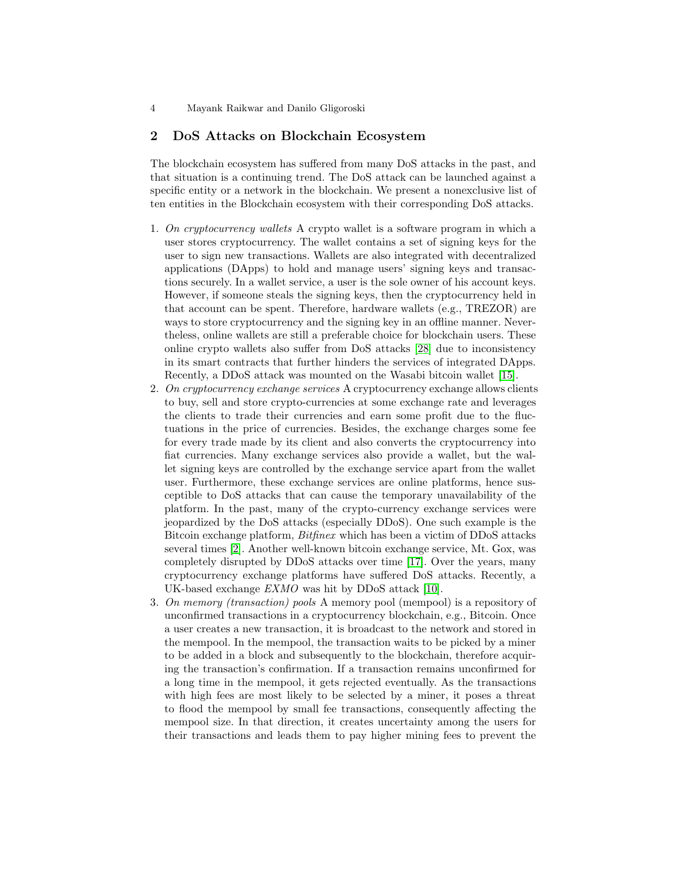## 2 DoS Attacks on Blockchain Ecosystem

The blockchain ecosystem has suffered from many DoS attacks in the past, and that situation is a continuing trend. The DoS attack can be launched against a specific entity or a network in the blockchain. We present a nonexclusive list of ten entities in the Blockchain ecosystem with their corresponding DoS attacks.

1. *On cryptocurrency wallets* A crypto wallet is a software program in which a user stores cryptocurrency. The wallet contains a set of signing keys for the user to sign new transactions. Wallets are also integrated with decentralized applications (DApps) to hold and manage users' signing keys and transactions securely. In a wallet service, a user is the sole owner of his account keys. However, if someone steals the signing keys, then the cryptocurrency held in that account can be spent. Therefore, hardware wallets (e.g., TREZOR) are ways to store cryptocurrency and the signing key in an offline manner. Nevertheless, online wallets are still a preferable choice for blockchain users. These online crypto wallets also suffer from DoS attacks [28] due to inconsistency in its smart contracts that further hinders the services of integrated DApps. Recently, a DDoS attack was mounted on the Wasabi bitcoin wallet [15].
2. *On cryptocurrency exchange services* A cryptocurrency exchange allows clients to buy, sell and store crypto-currencies at some exchange rate and leverages the clients to trade their currencies and earn some profit due to the fluctuations in the price of currencies. Besides, the exchange charges some fee for every trade made by its client and also converts the cryptocurrency into fiat currencies. Many exchange services also provide a wallet, but the wallet signing keys are controlled by the exchange service apart from the wallet user. Furthermore, these exchange services are online platforms, hence susceptible to DoS attacks that can cause the temporary unavailability of the platform. In the past, many of the crypto-currency exchange services were jeopardized by the DoS attacks (especially DDoS). One such example is the Bitcoin exchange platform, *Bitfinex* which has been a victim of DDoS attacks several times [2]. Another well-known bitcoin exchange service, Mt. Gox, was completely disrupted by DDoS attacks over time [17]. Over the years, many cryptocurrency exchange platforms have suffered DoS attacks. Recently, a UK-based exchange *EXMO* was hit by DDoS attack [10].
3. *On memory (transaction) pools* A memory pool (mempool) is a repository of unconfirmed transactions in a cryptocurrency blockchain, e.g., Bitcoin. Once a user creates a new transaction, it is broadcast to the network and stored in the mempool. In the mempool, the transaction waits to be picked by a miner to be added in a block and subsequently to the blockchain, therefore acquiring the transaction's confirmation. If a transaction remains unconfirmed for a long time in the mempool, it gets rejected eventually. As the transactions with high fees are most likely to be selected by a miner, it poses a threat to flood the mempool by small fee transactions, consequently affecting the mempool size. In that direction, it creates uncertainty among the users for their transactions and leads them to pay higher mining fees to prevent the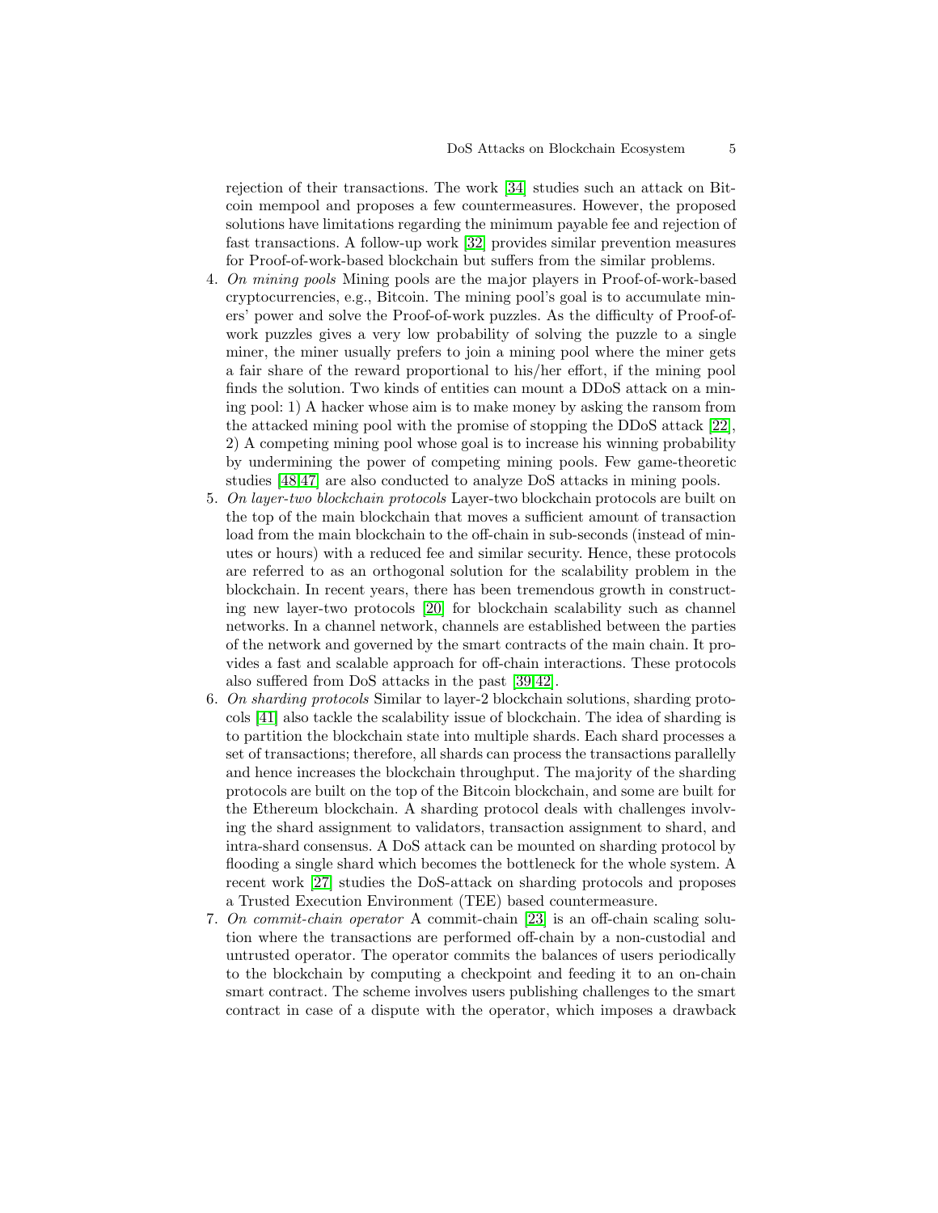rejection of their transactions. The work [34] studies such an attack on Bitcoin mempool and proposes a few countermeasures. However, the proposed solutions have limitations regarding the minimum payable fee and rejection of fast transactions. A follow-up work [32] provides similar prevention measures for Proof-of-work-based blockchain but suffers from the similar problems.

4. *On mining pools* Mining pools are the major players in Proof-of-work-based cryptocurrencies, e.g., Bitcoin. The mining pool's goal is to accumulate miners' power and solve the Proof-of-work puzzles. As the difficulty of Proof-of-work puzzles gives a very low probability of solving the puzzle to a single miner, the miner usually prefers to join a mining pool where the miner gets a fair share of the reward proportional to his/her effort, if the mining pool finds the solution. Two kinds of entities can mount a DDoS attack on a mining pool: 1) A hacker whose aim is to make money by asking the ransom from the attacked mining pool with the promise of stopping the DDoS attack [22], 2) A competing mining pool whose goal is to increase his winning probability by undermining the power of competing mining pools. Few game-theoretic studies [48,47] are also conducted to analyze DoS attacks in mining pools.
5. *On layer-two blockchain protocols* Layer-two blockchain protocols are built on the top of the main blockchain that moves a sufficient amount of transaction load from the main blockchain to the off-chain in sub-seconds (instead of minutes or hours) with a reduced fee and similar security. Hence, these protocols are referred to as an orthogonal solution for the scalability problem in the blockchain. In recent years, there has been tremendous growth in constructing new layer-two protocols [20] for blockchain scalability such as channel networks. In a channel network, channels are established between the parties of the network and governed by the smart contracts of the main chain. It provides a fast and scalable approach for off-chain interactions. These protocols also suffered from DoS attacks in the past [39,42].
6. *On sharding protocols* Similar to layer-2 blockchain solutions, sharding protocols [41] also tackle the scalability issue of blockchain. The idea of sharding is to partition the blockchain state into multiple shards. Each shard processes a set of transactions; therefore, all shards can process the transactions parallelly and hence increases the blockchain throughput. The majority of the sharding protocols are built on the top of the Bitcoin blockchain, and some are built for the Ethereum blockchain. A sharding protocol deals with challenges involving the shard assignment to validators, transaction assignment to shard, and intra-shard consensus. A DoS attack can be mounted on sharding protocol by flooding a single shard which becomes the bottleneck for the whole system. A recent work [27] studies the DoS-attack on sharding protocols and proposes a Trusted Execution Environment (TEE) based countermeasure.
7. *On commit-chain operator* A commit-chain [23] is an off-chain scaling solution where the transactions are performed off-chain by a non-custodial and untrusted operator. The operator commits the balances of users periodically to the blockchain by computing a checkpoint and feeding it to an on-chain smart contract. The scheme involves users publishing challenges to the smart contract in case of a dispute with the operator, which imposes a drawback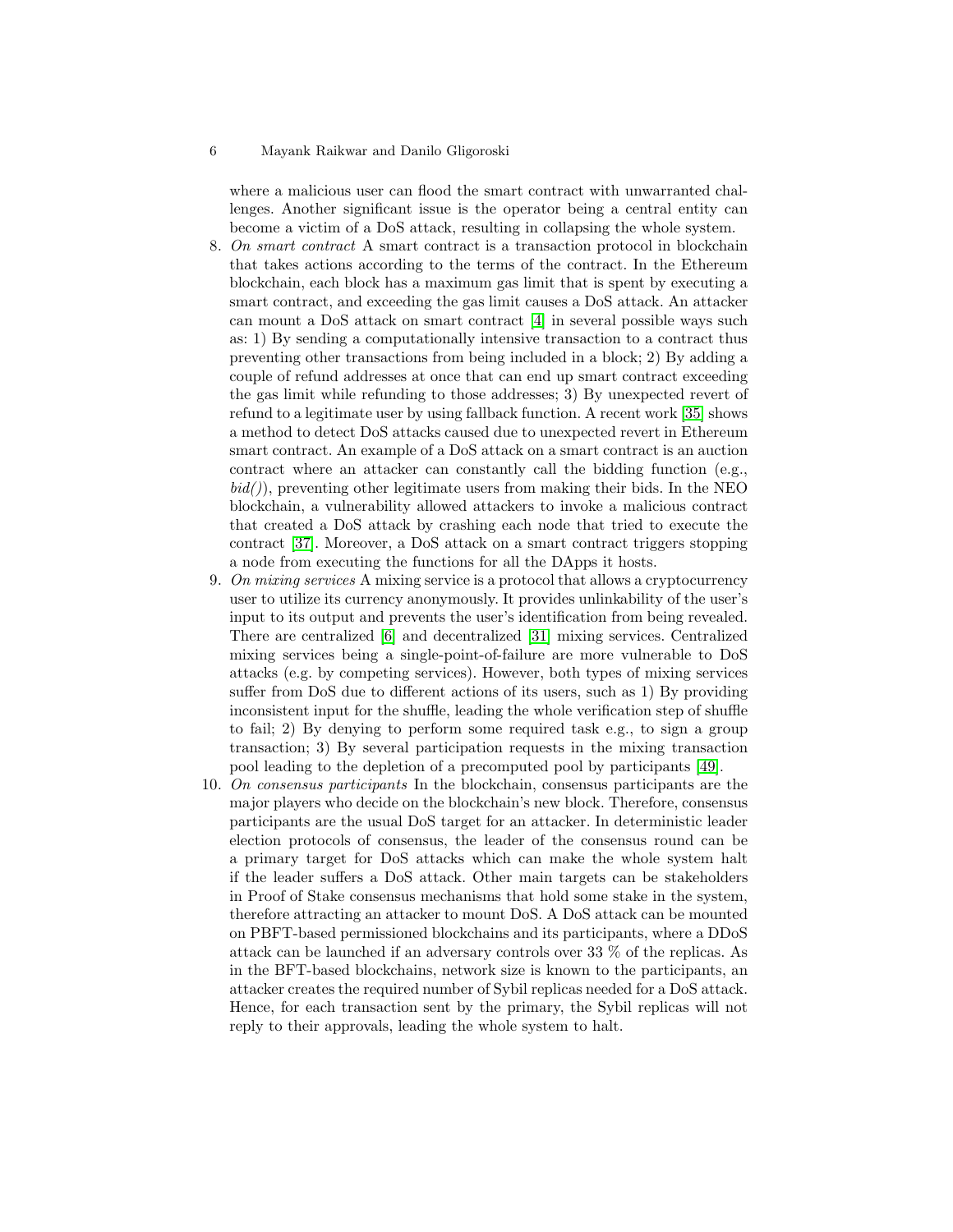where a malicious user can flood the smart contract with unwarranted challenges. Another significant issue is the operator being a central entity can become a victim of a DoS attack, resulting in collapsing the whole system.

8. *On smart contract* A smart contract is a transaction protocol in blockchain that takes actions according to the terms of the contract. In the Ethereum blockchain, each block has a maximum gas limit that is spent by executing a smart contract, and exceeding the gas limit causes a DoS attack. An attacker can mount a DoS attack on smart contract [4] in several possible ways such as: 1) By sending a computationally intensive transaction to a contract thus preventing other transactions from being included in a block; 2) By adding a couple of refund addresses at once that can end up smart contract exceeding the gas limit while refunding to those addresses; 3) By unexpected revert of refund to a legitimate user by using fallback function. A recent work [35] shows a method to detect DoS attacks caused due to unexpected revert in Ethereum smart contract. An example of a DoS attack on a smart contract is an auction contract where an attacker can constantly call the bidding function (e.g., *bid()*), preventing other legitimate users from making their bids. In the NEO blockchain, a vulnerability allowed attackers to invoke a malicious contract that created a DoS attack by crashing each node that tried to execute the contract [37]. Moreover, a DoS attack on a smart contract triggers stopping a node from executing the functions for all the DApps it hosts.
9. *On mixing services* A mixing service is a protocol that allows a cryptocurrency user to utilize its currency anonymously. It provides unlinkability of the user's input to its output and prevents the user's identification from being revealed. There are centralized [6] and decentralized [31] mixing services. Centralized mixing services being a single-point-of-failure are more vulnerable to DoS attacks (e.g. by competing services). However, both types of mixing services suffer from DoS due to different actions of its users, such as 1) By providing inconsistent input for the shuffle, leading the whole verification step of shuffle to fail; 2) By denying to perform some required task e.g., to sign a group transaction; 3) By several participation requests in the mixing transaction pool leading to the depletion of a precomputed pool by participants [49].
10. *On consensus participants* In the blockchain, consensus participants are the major players who decide on the blockchain's new block. Therefore, consensus participants are the usual DoS target for an attacker. In deterministic leader election protocols of consensus, the leader of the consensus round can be a primary target for DoS attacks which can make the whole system halt if the leader suffers a DoS attack. Other main targets can be stakeholders in Proof of Stake consensus mechanisms that hold some stake in the system, therefore attracting an attacker to mount DoS. A DoS attack can be mounted on PBFT-based permissioned blockchains and its participants, where a DDoS attack can be launched if an adversary controls over 33 % of the replicas. As in the BFT-based blockchains, network size is known to the participants, an attacker creates the required number of Sybil replicas needed for a DoS attack. Hence, for each transaction sent by the primary, the Sybil replicas will not reply to their approvals, leading the whole system to halt.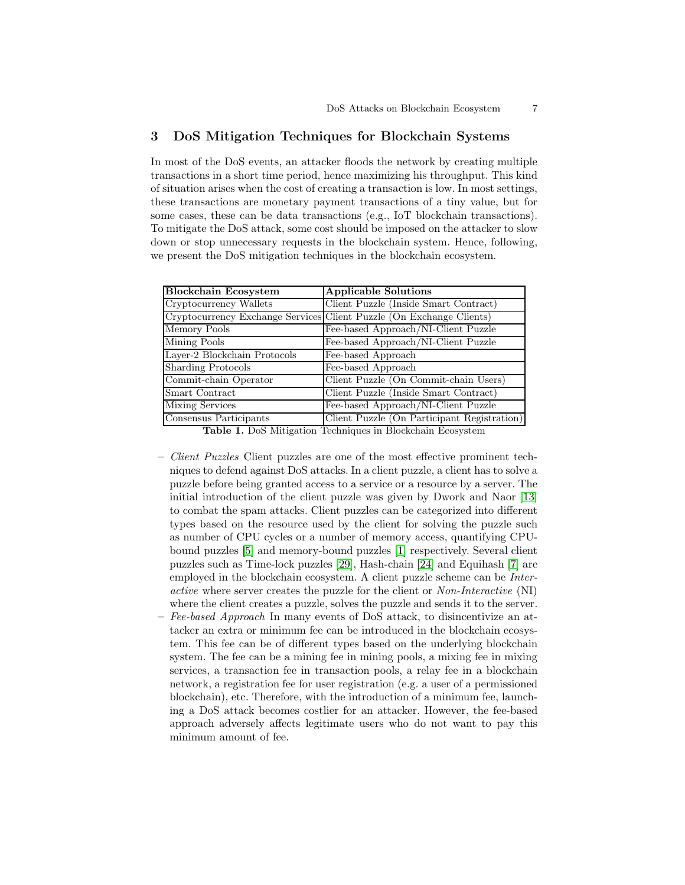## 3 DoS Mitigation Techniques for Blockchain Systems

In most of the DoS events, an attacker floods the network by creating multiple transactions in a short time period, hence maximizing his throughput. This kind of situation arises when the cost of creating a transaction is low. In most settings, these transactions are monetary payment transactions of a tiny value, but for some cases, these can be data transactions (e.g., IoT blockchain transactions). To mitigate the DoS attack, some cost should be imposed on the attacker to slow down or stop unnecessary requests in the blockchain system. Hence, following, we present the DoS mitigation techniques in the blockchain ecosystem.

| **Blockchain Ecosystem** | **Applicable Solutions** |
|---|---|
| Cryptocurrency Wallets | Client Puzzle (Inside Smart Contract) |
| Cryptocurrency Exchange Services | Client Puzzle (On Exchange Clients) |
| Memory Pools | Fee-based Approach/NI-Client Puzzle |
| Mining Pools | Fee-based Approach/NI-Client Puzzle |
| Layer-2 Blockchain Protocols | Fee-based Approach |
| Sharding Protocols | Fee-based Approach |
| Commit-chain Operator | Client Puzzle (On Commit-chain Users) |
| Smart Contract | Client Puzzle (Inside Smart Contract) |
| Mixing Services | Fee-based Approach/NI-Client Puzzle |
| Consensus Participants | Client Puzzle (On Participant Registration) |

**Table 1.** DoS Mitigation Techniques in Blockchain Ecosystem

- *Client Puzzles* Client puzzles are one of the most effective prominent techniques to defend against DoS attacks. In a client puzzle, a client has to solve a puzzle before being granted access to a service or a resource by a server. The initial introduction of the client puzzle was given by Dwork and Naor [13] to combat the spam attacks. Client puzzles can be categorized into different types based on the resource used by the client for solving the puzzle such as number of CPU cycles or a number of memory access, quantifying CPU-bound puzzles [5] and memory-bound puzzles [1] respectively. Several client puzzles such as Time-lock puzzles [29], Hash-chain [24] and Equihash [7] are employed in the blockchain ecosystem. A client puzzle scheme can be *Interactive* where server creates the puzzle for the client or *Non-Interactive* (NI) where the client creates a puzzle, solves the puzzle and sends it to the server.
- *Fee-based Approach* In many events of DoS attack, to disincentivize an attacker an extra or minimum fee can be introduced in the blockchain ecosystem. This fee can be of different types based on the underlying blockchain system. The fee can be a mining fee in mining pools, a mixing fee in mixing services, a transaction fee in transaction pools, a relay fee in a blockchain network, a registration fee for user registration (e.g. a user of a permissioned blockchain), etc. Therefore, with the introduction of a minimum fee, launching a DoS attack becomes costlier for an attacker. However, the fee-based approach adversely affects legitimate users who do not want to pay this minimum amount of fee.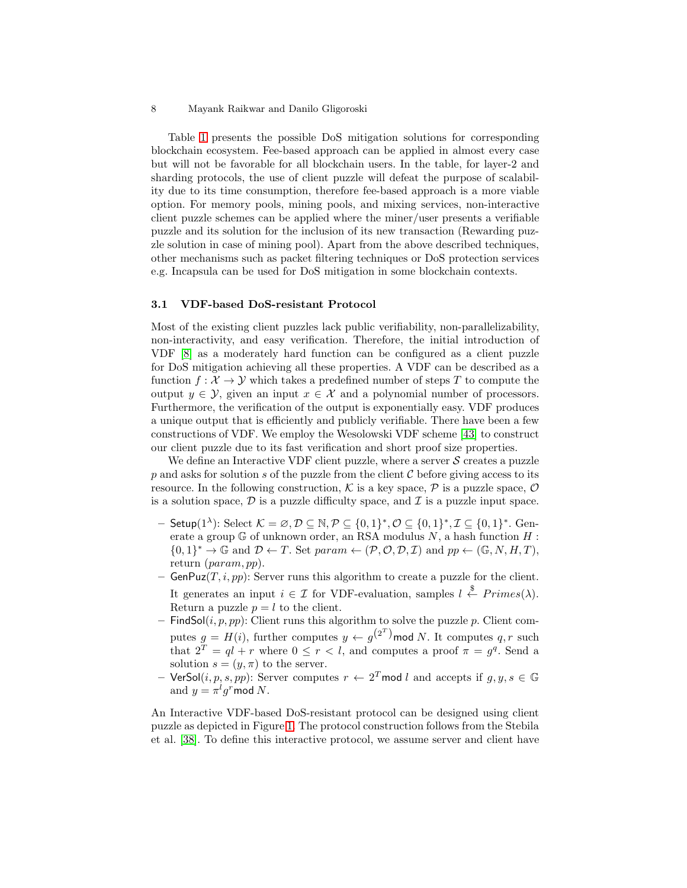Table 1 presents the possible DoS mitigation solutions for corresponding blockchain ecosystem. Fee-based approach can be applied in almost every case but will not be favorable for all blockchain users. In the table, for layer-2 and sharding protocols, the use of client puzzle will defeat the purpose of scalability due to its time consumption, therefore fee-based approach is a more viable option. For memory pools, mining pools, and mixing services, non-interactive client puzzle schemes can be applied where the miner/user presents a verifiable puzzle and its solution for the inclusion of its new transaction (Rewarding puzzle solution in case of mining pool). Apart from the above described techniques, other mechanisms such as packet filtering techniques or DoS protection services e.g. Incapsula can be used for DoS mitigation in some blockchain contexts.

### 3.1 VDF-based DoS-resistant Protocol

Most of the existing client puzzles lack public verifiability, non-parallelizability, non-interactivity, and easy verification. Therefore, the initial introduction of VDF [8] as a moderately hard function can be configured as a client puzzle for DoS mitigation achieving all these properties. A VDF can be described as a function $f : \mathcal{X} \rightarrow \mathcal{Y}$ which takes a predefined number of steps $T$ to compute the output $y \in \mathcal{Y}$, given an input $x \in \mathcal{X}$ and a polynomial number of processors. Furthermore, the verification of the output is exponentially easy. VDF produces a unique output that is efficiently and publicly verifiable. There have been a few constructions of VDF. We employ the Wesolowski VDF scheme [43] to construct our client puzzle due to its fast verification and short proof size properties.

We define an Interactive VDF client puzzle, where a server $\mathcal{S}$ creates a puzzle $p$ and asks for solution $s$ of the puzzle from the client $\mathcal{C}$ before giving access to its resource. In the following construction, $\mathcal{K}$ is a key space, $\mathcal{P}$ is a puzzle space, $\mathcal{O}$ is a solution space, $\mathcal{D}$ is a puzzle difficulty space, and $\mathcal{I}$ is a puzzle input space.

- $\mathsf{Setup}(1^\lambda)$: Select $\mathcal{K} = \varnothing, \mathcal{D} \subseteq \mathbb{N}, \mathcal{P} \subseteq \{0,1\}^*, \mathcal{O} \subseteq \{0,1\}^*, \mathcal{I} \subseteq \{0,1\}^*$. Generate a group $\mathbb{G}$ of unknown order, an RSA modulus $N$, a hash function $H : \{0,1\}^* \rightarrow \mathbb{G}$ and $\mathcal{D} \leftarrow T$. Set $param \leftarrow (\mathcal{P}, \mathcal{O}, \mathcal{D}, \mathcal{I})$ and $pp \leftarrow (\mathbb{G}, N, H, T)$, return $(param, pp)$.
- $\mathsf{GenPuz}(T, i, pp)$: Server runs this algorithm to create a puzzle for the client. It generates an input $i \in \mathcal{I}$ for VDF-evaluation, samples $l \xleftarrow{\$} Primes(\lambda)$. Return a puzzle $p = l$ to the client.
- $\mathsf{FindSol}(i, p, pp)$: Client runs this algorithm to solve the puzzle $p$. Client computes $g = H(i)$, further computes $y \leftarrow g^{(2^T)} \mathsf{mod}\, N$. It computes $q, r$ such that $2^T = ql + r$ where $0 \leq r < l$, and computes a proof $\pi = g^q$. Send a solution $s = (y, \pi)$ to the server.
- $\mathsf{VerSol}(i, p, s, pp)$: Server computes $r \leftarrow 2^T \mathsf{mod}\, l$ and accepts if $g, y, s \in \mathbb{G}$ and $y = \pi^l g^r \mathsf{mod}\, N$.

An Interactive VDF-based DoS-resistant protocol can be designed using client puzzle as depicted in Figure 1. The protocol construction follows from the Stebila et al. [38]. To define this interactive protocol, we assume server and client have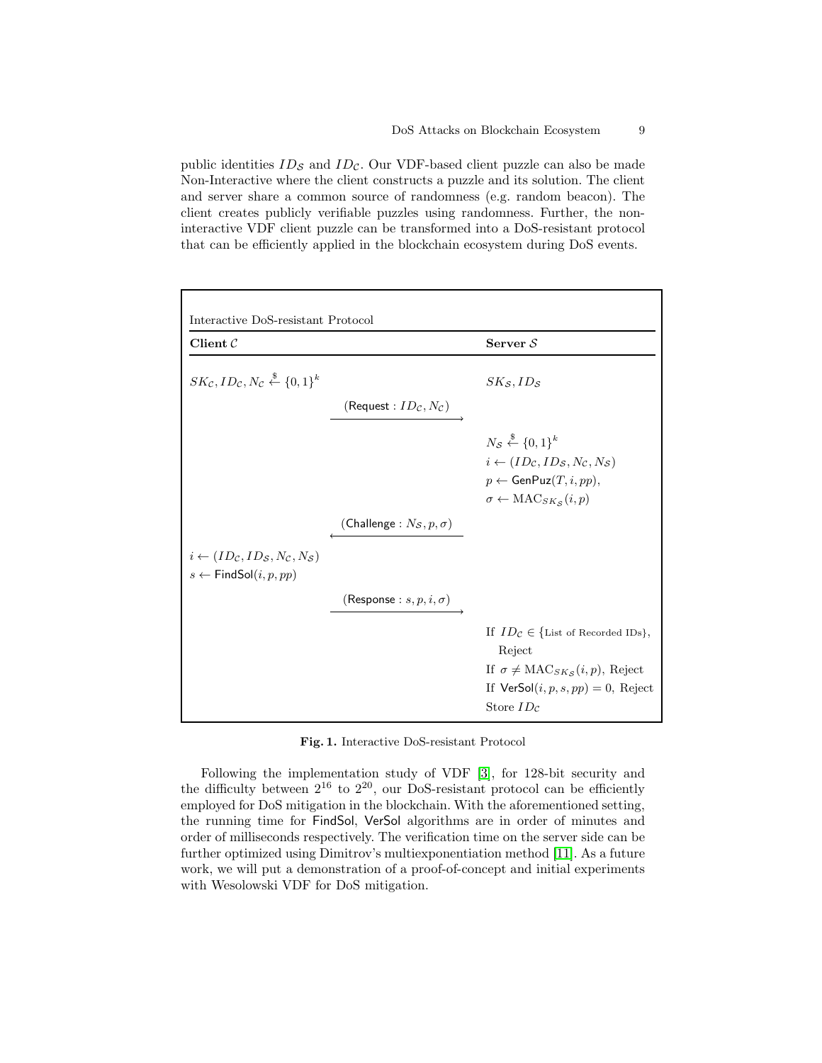public identities $ID_{\mathcal{S}}$ and $ID_{\mathcal{C}}$. Our VDF-based client puzzle can also be made Non-Interactive where the client constructs a puzzle and its solution. The client and server share a common source of randomness (e.g. random beacon). The client creates publicly verifiable puzzles using randomness. Further, the non-interactive VDF client puzzle can be transformed into a DoS-resistant protocol that can be efficiently applied in the blockchain ecosystem during DoS events.

Interactive DoS-resistant Protocol

| **Client** $\mathcal{C}$ | | **Server** $\mathcal{S}$ |
|---|---|---|
| $SK_{\mathcal{C}}, ID_{\mathcal{C}}, N_{\mathcal{C}} \xleftarrow{\$} \{0,1\}^k$ | | $SK_{\mathcal{S}}, ID_{\mathcal{S}}$ |
| | $\xrightarrow{(\mathsf{Request}: ID_{\mathcal{C}}, N_{\mathcal{C}})}$ | |
| | | $N_{\mathcal{S}} \xleftarrow{\$} \{0,1\}^k$ <br> $i \leftarrow (ID_{\mathcal{C}}, ID_{\mathcal{S}}, N_{\mathcal{C}}, N_{\mathcal{S}})$ <br> $p \leftarrow \mathsf{GenPuz}(T, i, pp)$, <br> $\sigma \leftarrow \mathrm{MAC}_{SK_{\mathcal{S}}}(i, p)$ |
| | $\xleftarrow{(\mathsf{Challenge}: N_{\mathcal{S}}, p, \sigma)}$ | |
| $i \leftarrow (ID_{\mathcal{C}}, ID_{\mathcal{S}}, N_{\mathcal{C}}, N_{\mathcal{S}})$ <br> $s \leftarrow \mathsf{FindSol}(i, p, pp)$ | | |
| | $\xrightarrow{(\mathsf{Response}: s, p, i, \sigma)}$ | |
| | | If $ID_{\mathcal{C}} \in \{$List of Recorded IDs$\}$, Reject <br> If $\sigma \neq \mathrm{MAC}_{SK_{\mathcal{S}}}(i, p)$, Reject <br> If $\mathsf{VerSol}(i, p, s, pp) = 0$, Reject <br> Store $ID_{\mathcal{C}}$ |

**Fig. 1.** Interactive DoS-resistant Protocol

Following the implementation study of VDF [3], for 128-bit security and the difficulty between $2^{16}$ to $2^{20}$, our DoS-resistant protocol can be efficiently employed for DoS mitigation in the blockchain. With the aforementioned setting, the running time for FindSol, VerSol algorithms are in order of minutes and order of milliseconds respectively. The verification time on the server side can be further optimized using Dimitrov's multiexponentiation method [11]. As a future work, we will put a demonstration of a proof-of-concept and initial experiments with Wesolowski VDF for DoS mitigation.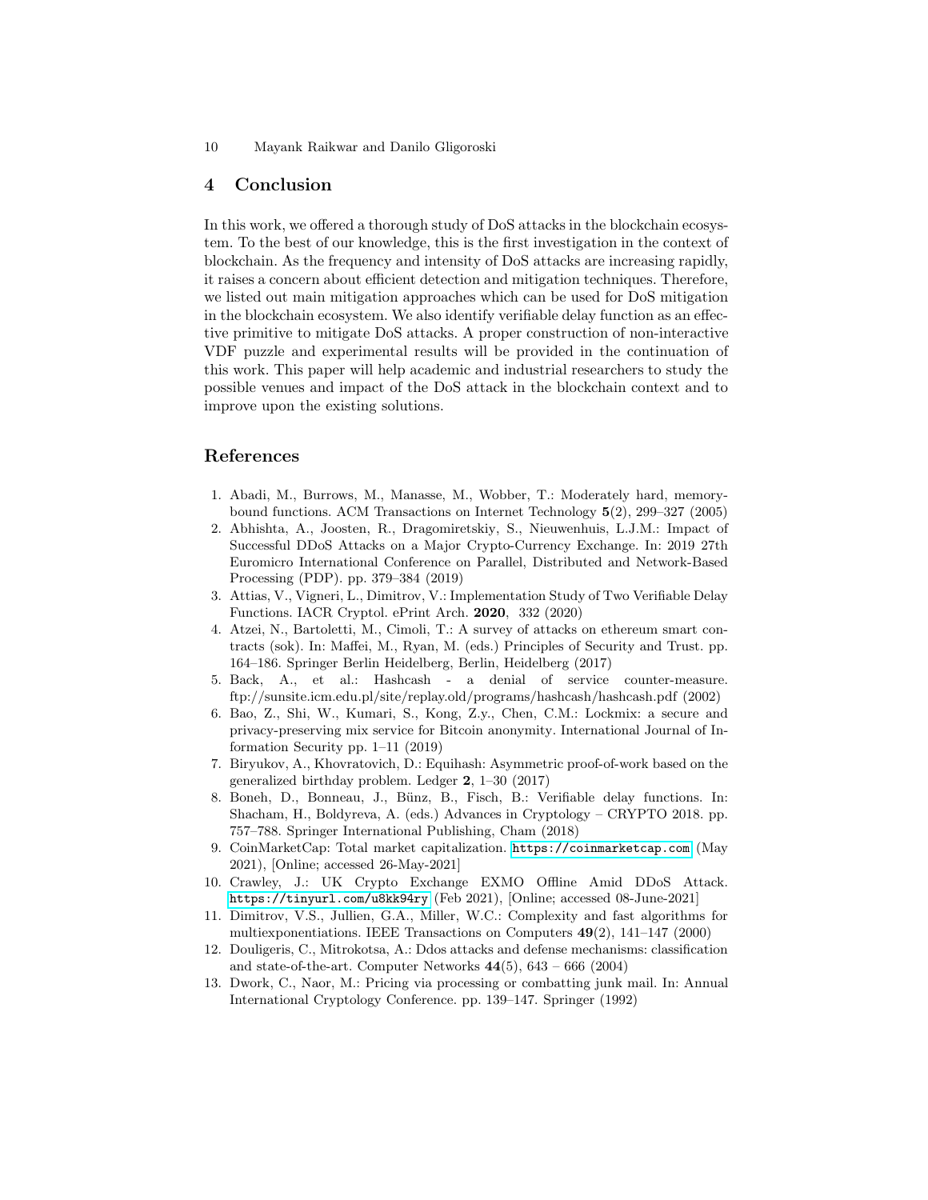## 4 Conclusion

In this work, we offered a thorough study of DoS attacks in the blockchain ecosystem. To the best of our knowledge, this is the first investigation in the context of blockchain. As the frequency and intensity of DoS attacks are increasing rapidly, it raises a concern about efficient detection and mitigation techniques. Therefore, we listed out main mitigation approaches which can be used for DoS mitigation in the blockchain ecosystem. We also identify verifiable delay function as an effective primitive to mitigate DoS attacks. A proper construction of non-interactive VDF puzzle and experimental results will be provided in the continuation of this work. This paper will help academic and industrial researchers to study the possible venues and impact of the DoS attack in the blockchain context and to improve upon the existing solutions.

## References

1. Abadi, M., Burrows, M., Manasse, M., Wobber, T.: Moderately hard, memory-bound functions. ACM Transactions on Internet Technology **5**(2), 299–327 (2005)
2. Abhishta, A., Joosten, R., Dragomiretskiy, S., Nieuwenhuis, L.J.M.: Impact of Successful DDoS Attacks on a Major Crypto-Currency Exchange. In: 2019 27th Euromicro International Conference on Parallel, Distributed and Network-Based Processing (PDP). pp. 379–384 (2019)
3. Attias, V., Vigneri, L., Dimitrov, V.: Implementation Study of Two Verifiable Delay Functions. IACR Cryptol. ePrint Arch. **2020**, 332 (2020)
4. Atzei, N., Bartoletti, M., Cimoli, T.: A survey of attacks on ethereum smart contracts (sok). In: Maffei, M., Ryan, M. (eds.) Principles of Security and Trust. pp. 164–186. Springer Berlin Heidelberg, Berlin, Heidelberg (2017)
5. Back, A., et al.: Hashcash - a denial of service counter-measure. ftp://sunsite.icm.edu.pl/site/replay.old/programs/hashcash/hashcash.pdf (2002)
6. Bao, Z., Shi, W., Kumari, S., Kong, Z.y., Chen, C.M.: Lockmix: a secure and privacy-preserving mix service for Bitcoin anonymity. International Journal of Information Security pp. 1–11 (2019)
7. Biryukov, A., Khovratovich, D.: Equihash: Asymmetric proof-of-work based on the generalized birthday problem. Ledger **2**, 1–30 (2017)
8. Boneh, D., Bonneau, J., Bünz, B., Fisch, B.: Verifiable delay functions. In: Shacham, H., Boldyreva, A. (eds.) Advances in Cryptology – CRYPTO 2018. pp. 757–788. Springer International Publishing, Cham (2018)
9. CoinMarketCap: Total market capitalization. https://coinmarketcap.com (May 2021), [Online; accessed 26-May-2021]
10. Crawley, J.: UK Crypto Exchange EXMO Offline Amid DDoS Attack. https://tinyurl.com/u8kk94ry (Feb 2021), [Online; accessed 08-June-2021]
11. Dimitrov, V.S., Jullien, G.A., Miller, W.C.: Complexity and fast algorithms for multiexponentiations. IEEE Transactions on Computers **49**(2), 141–147 (2000)
12. Douligeris, C., Mitrokotsa, A.: Ddos attacks and defense mechanisms: classification and state-of-the-art. Computer Networks **44**(5), 643 – 666 (2004)
13. Dwork, C., Naor, M.: Pricing via processing or combatting junk mail. In: Annual International Cryptology Conference. pp. 139–147. Springer (1992)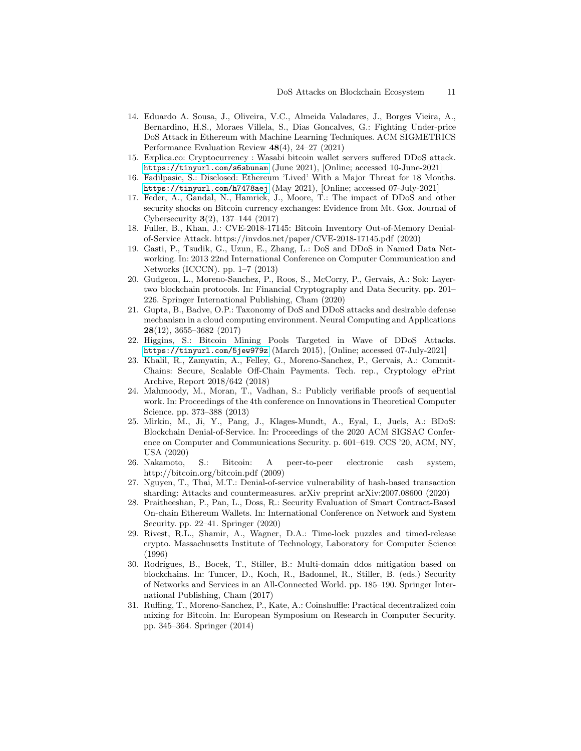14. Eduardo A. Sousa, J., Oliveira, V.C., Almeida Valadares, J., Borges Vieira, A., Bernardino, H.S., Moraes Villela, S., Dias Goncalves, G.: Fighting Under-price DoS Attack in Ethereum with Machine Learning Techniques. ACM SIGMETRICS Performance Evaluation Review **48**(4), 24–27 (2021)
15. Explica.co: Cryptocurrency : Wasabi bitcoin wallet servers suffered DDoS attack. `https://tinyurl.com/s6sbunam` (June 2021), [Online; accessed 10-June-2021]
16. Fadilpasic, S.: Disclosed: Ethereum 'Lived' With a Major Threat for 18 Months. `https://tinyurl.com/h7478aej` (May 2021), [Online; accessed 07-July-2021]
17. Feder, A., Gandal, N., Hamrick, J., Moore, T.: The impact of DDoS and other security shocks on Bitcoin currency exchanges: Evidence from Mt. Gox. Journal of Cybersecurity **3**(2), 137–144 (2017)
18. Fuller, B., Khan, J.: CVE-2018-17145: Bitcoin Inventory Out-of-Memory Denial-of-Service Attack. https://invdos.net/paper/CVE-2018-17145.pdf (2020)
19. Gasti, P., Tsudik, G., Uzun, E., Zhang, L.: DoS and DDoS in Named Data Networking. In: 2013 22nd International Conference on Computer Communication and Networks (ICCCN). pp. 1–7 (2013)
20. Gudgeon, L., Moreno-Sanchez, P., Roos, S., McCorry, P., Gervais, A.: Sok: Layer-two blockchain protocols. In: Financial Cryptography and Data Security. pp. 201–226. Springer International Publishing, Cham (2020)
21. Gupta, B., Badve, O.P.: Taxonomy of DoS and DDoS attacks and desirable defense mechanism in a cloud computing environment. Neural Computing and Applications **28**(12), 3655–3682 (2017)
22. Higgins, S.: Bitcoin Mining Pools Targeted in Wave of DDoS Attacks. `https://tinyurl.com/5jew979z` (March 2015), [Online; accessed 07-July-2021]
23. Khalil, R., Zamyatin, A., Felley, G., Moreno-Sanchez, P., Gervais, A.: Commit-Chains: Secure, Scalable Off-Chain Payments. Tech. rep., Cryptology ePrint Archive, Report 2018/642 (2018)
24. Mahmoody, M., Moran, T., Vadhan, S.: Publicly verifiable proofs of sequential work. In: Proceedings of the 4th conference on Innovations in Theoretical Computer Science. pp. 373–388 (2013)
25. Mirkin, M., Ji, Y., Pang, J., Klages-Mundt, A., Eyal, I., Juels, A.: BDoS: Blockchain Denial-of-Service. In: Proceedings of the 2020 ACM SIGSAC Conference on Computer and Communications Security. p. 601–619. CCS '20, ACM, NY, USA (2020)
26. Nakamoto, S.: Bitcoin: A peer-to-peer electronic cash system, http://bitcoin.org/bitcoin.pdf (2009)
27. Nguyen, T., Thai, M.T.: Denial-of-service vulnerability of hash-based transaction sharding: Attacks and countermeasures. arXiv preprint arXiv:2007.08600 (2020)
28. Praitheeshan, P., Pan, L., Doss, R.: Security Evaluation of Smart Contract-Based On-chain Ethereum Wallets. In: International Conference on Network and System Security. pp. 22–41. Springer (2020)
29. Rivest, R.L., Shamir, A., Wagner, D.A.: Time-lock puzzles and timed-release crypto. Massachusetts Institute of Technology, Laboratory for Computer Science (1996)
30. Rodrigues, B., Bocek, T., Stiller, B.: Multi-domain ddos mitigation based on blockchains. In: Tuncer, D., Koch, R., Badonnel, R., Stiller, B. (eds.) Security of Networks and Services in an All-Connected World. pp. 185–190. Springer International Publishing, Cham (2017)
31. Ruffing, T., Moreno-Sanchez, P., Kate, A.: Coinshuffle: Practical decentralized coin mixing for Bitcoin. In: European Symposium on Research in Computer Security. pp. 345–364. Springer (2014)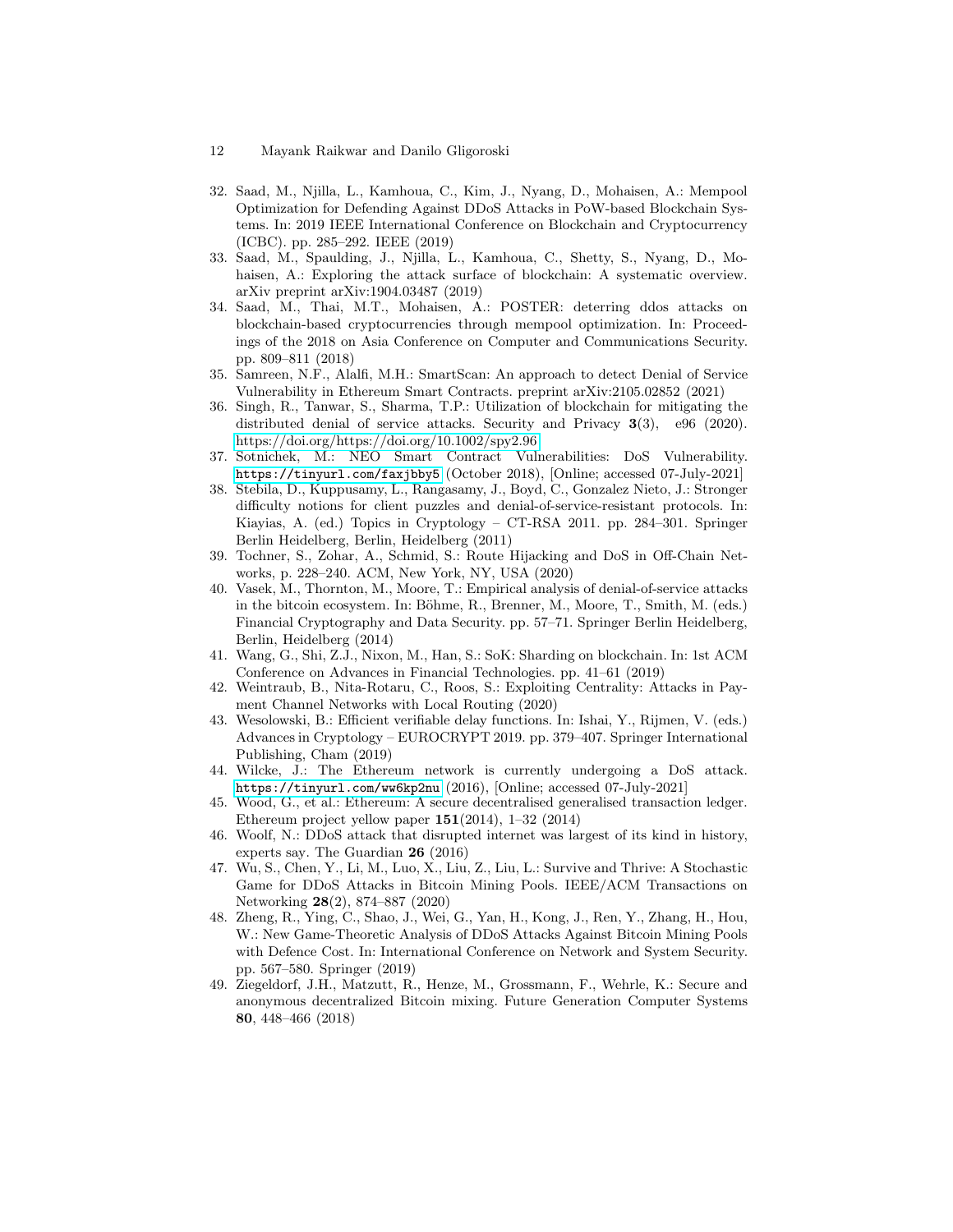32. Saad, M., Njilla, L., Kamhoua, C., Kim, J., Nyang, D., Mohaisen, A.: Mempool Optimization for Defending Against DDoS Attacks in PoW-based Blockchain Systems. In: 2019 IEEE International Conference on Blockchain and Cryptocurrency (ICBC). pp. 285–292. IEEE (2019)
33. Saad, M., Spaulding, J., Njilla, L., Kamhoua, C., Shetty, S., Nyang, D., Mohaisen, A.: Exploring the attack surface of blockchain: A systematic overview. arXiv preprint arXiv:1904.03487 (2019)
34. Saad, M., Thai, M.T., Mohaisen, A.: POSTER: deterring ddos attacks on blockchain-based cryptocurrencies through mempool optimization. In: Proceedings of the 2018 on Asia Conference on Computer and Communications Security. pp. 809–811 (2018)
35. Samreen, N.F., Alalfi, M.H.: SmartScan: An approach to detect Denial of Service Vulnerability in Ethereum Smart Contracts. preprint arXiv:2105.02852 (2021)
36. Singh, R., Tanwar, S., Sharma, T.P.: Utilization of blockchain for mitigating the distributed denial of service attacks. Security and Privacy **3**(3), e96 (2020). https://doi.org/https://doi.org/10.1002/spy2.96
37. Sotnichek, M.: NEO Smart Contract Vulnerabilities: DoS Vulnerability. `https://tinyurl.com/faxjbby5` (October 2018), [Online; accessed 07-July-2021]
38. Stebila, D., Kuppusamy, L., Rangasamy, J., Boyd, C., Gonzalez Nieto, J.: Stronger difficulty notions for client puzzles and denial-of-service-resistant protocols. In: Kiayias, A. (ed.) Topics in Cryptology – CT-RSA 2011. pp. 284–301. Springer Berlin Heidelberg, Berlin, Heidelberg (2011)
39. Tochner, S., Zohar, A., Schmid, S.: Route Hijacking and DoS in Off-Chain Networks, p. 228–240. ACM, New York, NY, USA (2020)
40. Vasek, M., Thornton, M., Moore, T.: Empirical analysis of denial-of-service attacks in the bitcoin ecosystem. In: Böhme, R., Brenner, M., Moore, T., Smith, M. (eds.) Financial Cryptography and Data Security. pp. 57–71. Springer Berlin Heidelberg, Berlin, Heidelberg (2014)
41. Wang, G., Shi, Z.J., Nixon, M., Han, S.: SoK: Sharding on blockchain. In: 1st ACM Conference on Advances in Financial Technologies. pp. 41–61 (2019)
42. Weintraub, B., Nita-Rotaru, C., Roos, S.: Exploiting Centrality: Attacks in Payment Channel Networks with Local Routing (2020)
43. Wesolowski, B.: Efficient verifiable delay functions. In: Ishai, Y., Rijmen, V. (eds.) Advances in Cryptology – EUROCRYPT 2019. pp. 379–407. Springer International Publishing, Cham (2019)
44. Wilcke, J.: The Ethereum network is currently undergoing a DoS attack. `https://tinyurl.com/ww6kp2nu` (2016), [Online; accessed 07-July-2021]
45. Wood, G., et al.: Ethereum: A secure decentralised generalised transaction ledger. Ethereum project yellow paper **151**(2014), 1–32 (2014)
46. Woolf, N.: DDoS attack that disrupted internet was largest of its kind in history, experts say. The Guardian **26** (2016)
47. Wu, S., Chen, Y., Li, M., Luo, X., Liu, Z., Liu, L.: Survive and Thrive: A Stochastic Game for DDoS Attacks in Bitcoin Mining Pools. IEEE/ACM Transactions on Networking **28**(2), 874–887 (2020)
48. Zheng, R., Ying, C., Shao, J., Wei, G., Yan, H., Kong, J., Ren, Y., Zhang, H., Hou, W.: New Game-Theoretic Analysis of DDoS Attacks Against Bitcoin Mining Pools with Defence Cost. In: International Conference on Network and System Security. pp. 567–580. Springer (2019)
49. Ziegeldorf, J.H., Matzutt, R., Henze, M., Grossmann, F., Wehrle, K.: Secure and anonymous decentralized Bitcoin mixing. Future Generation Computer Systems **80**, 448–466 (2018)